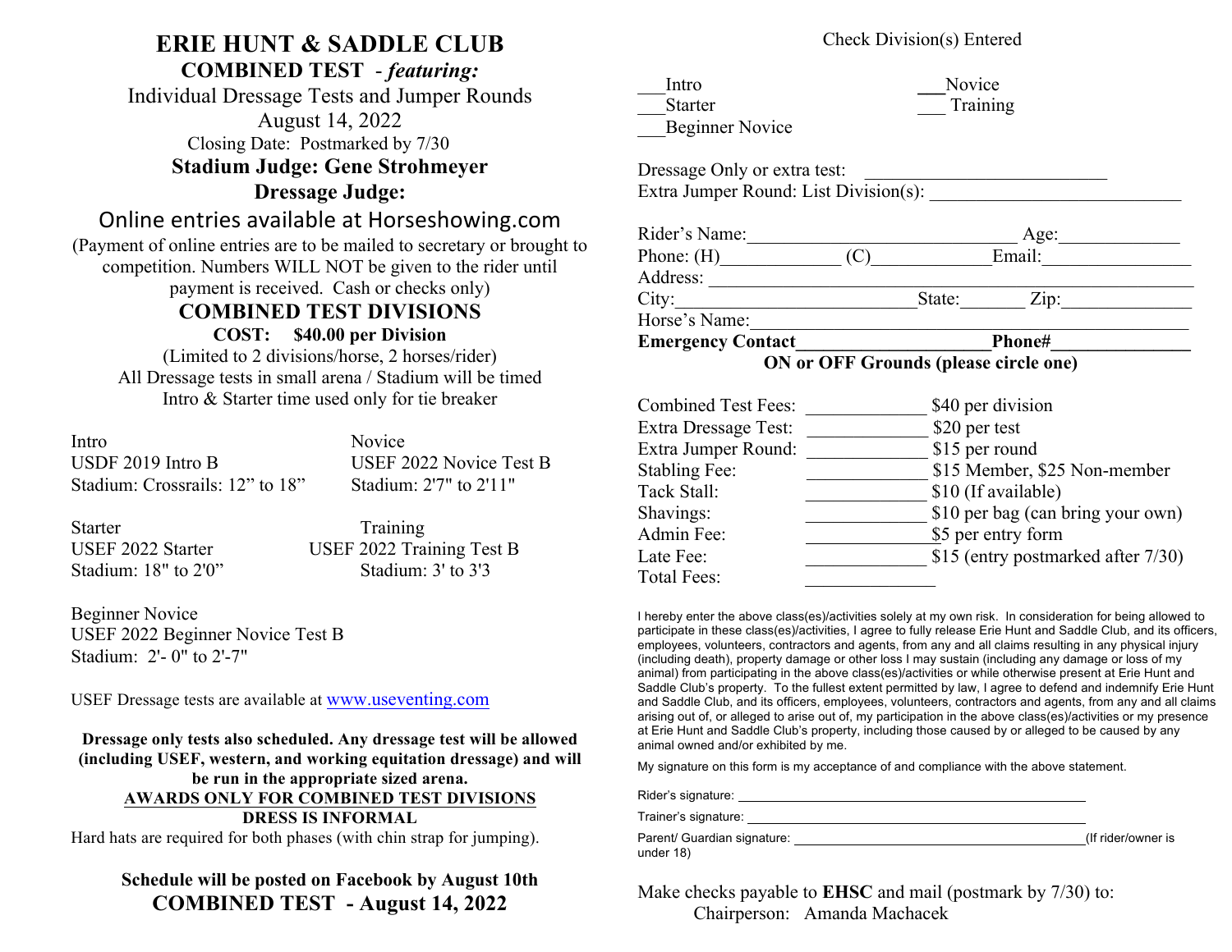# ERIE HUNT & SADDLE CLUB

## COMBINED TEST - *featuring:*

Individual Dressage Tests and Jumper Rounds

August 14, 2022

Closing Date: Postmarked by 7/30

**Stadium Judge: Gene Strohmeyer**

**Dressage Judge:**

Online entries available at Horseshowing.com

(Payment of online entries are to be mailed to secretary or brought to competition. Numbers WILL NOT be given to the rider until payment is received. Cash or checks only)

## COMBINED TEST DIVISIONS

**COST: $40.00 per Division**

(Limited to 2 divisions/horse, 2 horses/rider)

All Dressage tests in small arena / Stadium will be timed

Intro & Starter time used only for tie breaker

Intro
USDF 2019 Intro B
Stadium: Crossrails: 12" to 18"

Novice
USEF 2022 Novice Test B
Stadium: 2'7" to 2'11"

Starter
USEF 2022 Starter
Stadium: 18" to 2'0"

Training
USEF 2022 Training Test B
Stadium: 3' to 3'3

Beginner Novice
USEF 2022 Beginner Novice Test B
Stadium: 2'- 0" to 2'-7"

USEF Dressage tests are available at www.useventing.com

**Dressage only tests also scheduled. Any dressage test will be allowed (including USEF, western, and working equitation dressage) and will be run in the appropriate sized arena.**

**<u>AWARDS ONLY FOR COMBINED TEST DIVISIONS</u>**

**DRESS IS INFORMAL**

Hard hats are required for both phases (with chin strap for jumping).

**Schedule will be posted on Facebook by August 10th**

**COMBINED TEST - August 14, 2022**

Check Division(s) Entered

___Intro
___Starter
___Beginner Novice
___Novice
___ Training

Dressage Only or extra test: ___________________________
Extra Jumper Round: List Division(s): ___________________________

Rider's Name:___________________________ Age:____________
Phone: (H)____________ (C)____________Email:_______________
Address: ______________________________________________
City:________________________State:_______ Zip:_____________
Horse's Name:__________________________________________
**Emergency Contact___________________Phone#______________**

**ON or OFF Grounds (please circle one)**

| | | |
|---|---|---|
| Combined Test Fees: | ____________ | $40 per division |
| Extra Dressage Test: | ____________ | $20 per test |
| Extra Jumper Round: | ____________ | $15 per round |
| Stabling Fee: | ____________ | $15 Member, $25 Non-member |
| Tack Stall: | ____________ | $10 (If available) |
| Shavings: | ____________ | $10 per bag (can bring your own) |
| Admin Fee: | ____________ | $5 per entry form |
| Late Fee: | ____________ | $15 (entry postmarked after 7/30) |
| Total Fees: | ____________ | |

I hereby enter the above class(es)/activities solely at my own risk. In consideration for being allowed to participate in these class(es)/activities, I agree to fully release Erie Hunt and Saddle Club, and its officers, employees, volunteers, contractors and agents, from any and all claims resulting in any physical injury (including death), property damage or other loss I may sustain (including any damage or loss of my animal) from participating in the above class(es)/activities or while otherwise present at Erie Hunt and Saddle Club's property. To the fullest extent permitted by law, I agree to defend and indemnify Erie Hunt and Saddle Club, and its officers, employees, volunteers, contractors and agents, from any and all claims arising out of, or alleged to arise out of, my participation in the above class(es)/activities or my presence at Erie Hunt and Saddle Club's property, including those caused by or alleged to be caused by any animal owned and/or exhibited by me.

My signature on this form is my acceptance of and compliance with the above statement.

Rider's signature: ______________________________________________

Trainer's signature: ______________________________________________

Parent/ Guardian signature: ________________________________________(If rider/owner is under 18)

Make checks payable to **EHSC** and mail (postmark by 7/30) to:
Chairperson: Amanda Machacek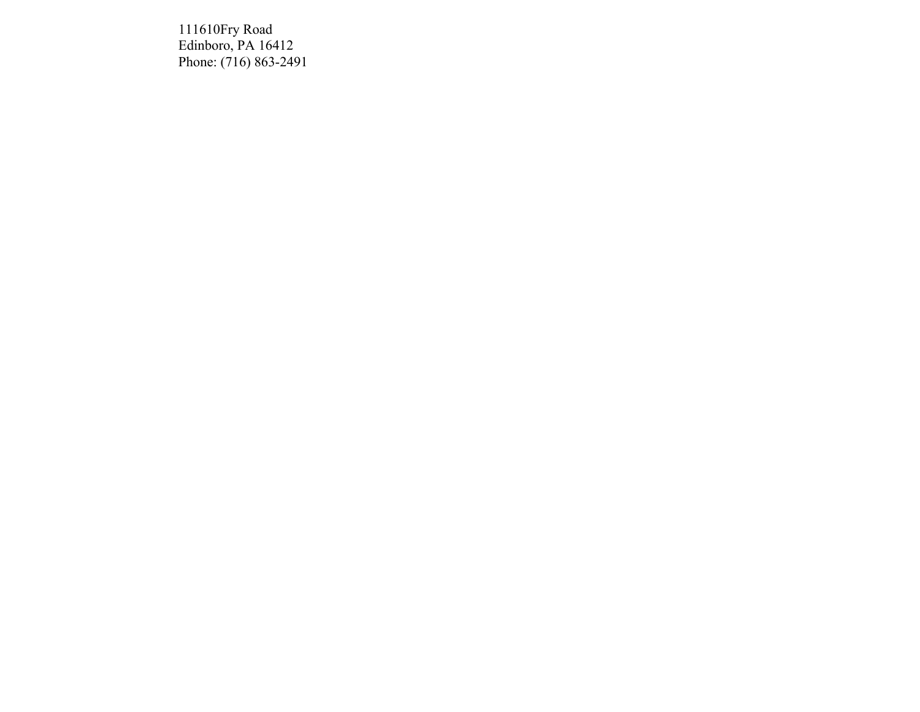111610Fry Road
Edinboro, PA 16412
Phone: (716) 863-2491